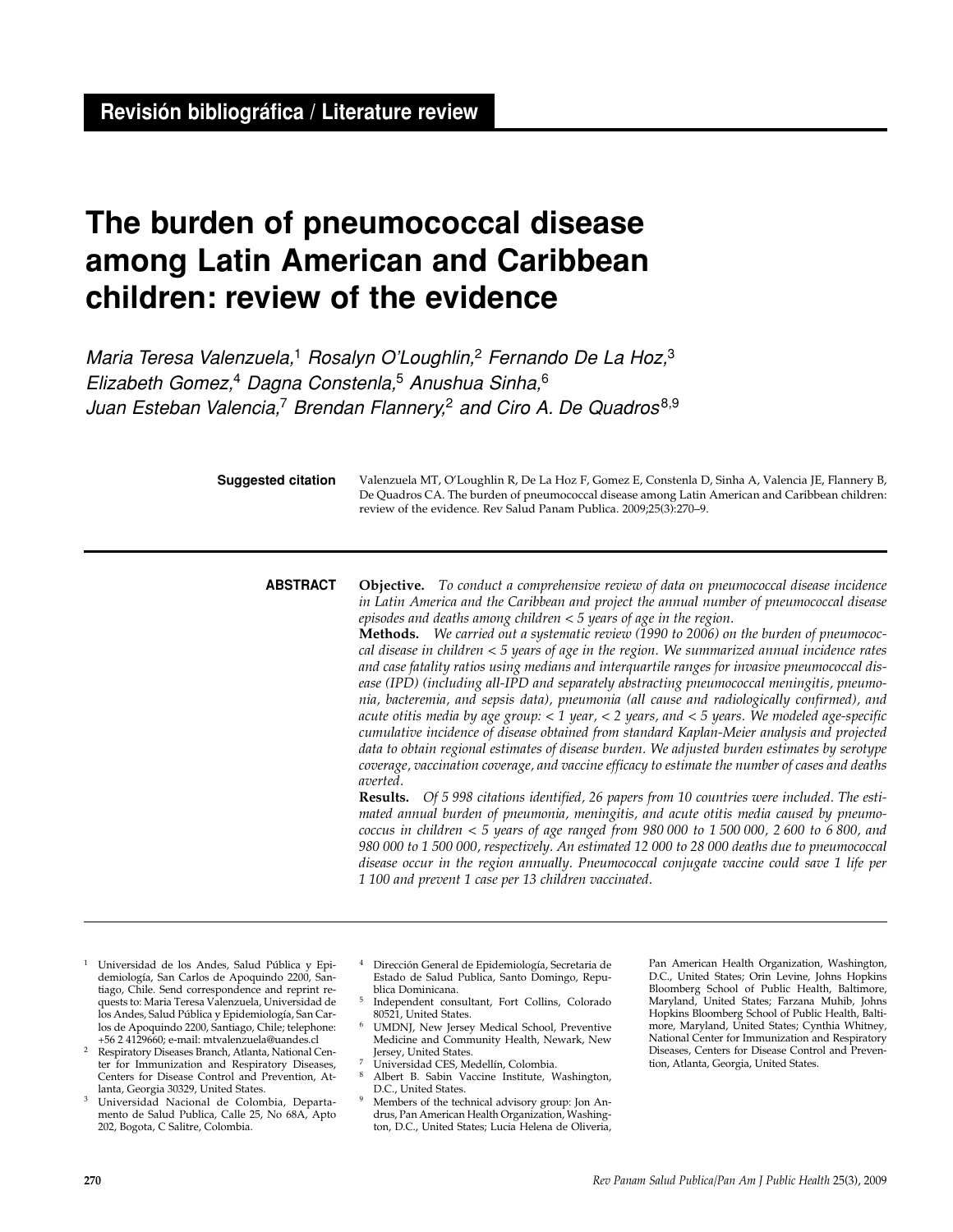**Revisión bibliográfica / Literature review**

# The burden of pneumococcal disease among Latin American and Caribbean children: review of the evidence

*Maria Teresa Valenzuela,[1] Rosalyn O'Loughlin,[2] Fernando De La Hoz,[3] Elizabeth Gomez,[4] Dagna Constenla,[5] Anushua Sinha,[6] Juan Esteban Valencia,[7] Brendan Flannery,[2] and Ciro A. De Quadros[8,9]*

**Suggested citation** Valenzuela MT, O'Loughlin R, De La Hoz F, Gomez E, Constenla D, Sinha A, Valencia JE, Flannery B, De Quadros CA. The burden of pneumococcal disease among Latin American and Caribbean children: review of the evidence. Rev Salud Panam Publica. 2009;25(3):270–9.

## ABSTRACT

**Objective.** *To conduct a comprehensive review of data on pneumococcal disease incidence in Latin America and the Caribbean and project the annual number of pneumococcal disease episodes and deaths among children < 5 years of age in the region.*

**Methods.** *We carried out a systematic review (1990 to 2006) on the burden of pneumococcal disease in children < 5 years of age in the region. We summarized annual incidence rates and case fatality ratios using medians and interquartile ranges for invasive pneumococcal disease (IPD) (including all-IPD and separately abstracting pneumococcal meningitis, pneumonia, bacteremia, and sepsis data), pneumonia (all cause and radiologically confirmed), and acute otitis media by age group: < 1 year, < 2 years, and < 5 years. We modeled age-specific cumulative incidence of disease obtained from standard Kaplan-Meier analysis and projected data to obtain regional estimates of disease burden. We adjusted burden estimates by serotype coverage, vaccination coverage, and vaccine efficacy to estimate the number of cases and deaths averted.*

**Results.** *Of 5 998 citations identified, 26 papers from 10 countries were included. The estimated annual burden of pneumonia, meningitis, and acute otitis media caused by pneumococcus in children < 5 years of age ranged from 980 000 to 1 500 000, 2 600 to 6 800, and 980 000 to 1 500 000, respectively. An estimated 12 000 to 28 000 deaths due to pneumococcal disease occur in the region annually. Pneumococcal conjugate vaccine could save 1 life per 1 100 and prevent 1 case per 13 children vaccinated.*

---

[1] Universidad de los Andes, Salud Pública y Epidemiología, San Carlos de Apoquindo 2200, Santiago, Chile. Send correspondence and reprint requests to: Maria Teresa Valenzuela, Universidad de los Andes, Salud Pública y Epidemiología, San Carlos de Apoquindo 2200, Santiago, Chile; telephone: +56 2 4129660; e-mail: mtvalenzuela@uandes.cl

[2] Respiratory Diseases Branch, Atlanta, National Center for Immunization and Respiratory Diseases, Centers for Disease Control and Prevention, Atlanta, Georgia 30329, United States.

[3] Universidad Nacional de Colombia, Departamento de Salud Publica, Calle 25, No 68A, Apto 202, Bogota, C Salitre, Colombia.

[4] Dirección General de Epidemiología, Secretaria de Estado de Salud Publica, Santo Domingo, Republica Dominicana.

[5] Independent consultant, Fort Collins, Colorado 80521, United States.

[6] UMDNJ, New Jersey Medical School, Preventive Medicine and Community Health, Newark, New Jersey, United States.

[7] Universidad CES, Medellín, Colombia.

[8] Albert B. Sabin Vaccine Institute, Washington, D.C., United States.

[9] Members of the technical advisory group: Jon Andrus, Pan American Health Organization, Washington, D.C., United States; Lucia Helena de Oliveria, Pan American Health Organization, Washington, D.C., United States; Orin Levine, Johns Hopkins Bloomberg School of Public Health, Baltimore, Maryland, United States; Farzana Muhib, Johns Hopkins Bloomberg School of Public Health, Baltimore, Maryland, United States; Cynthia Whitney, National Center for Immunization and Respiratory Diseases, Centers for Disease Control and Prevention, Atlanta, Georgia, United States.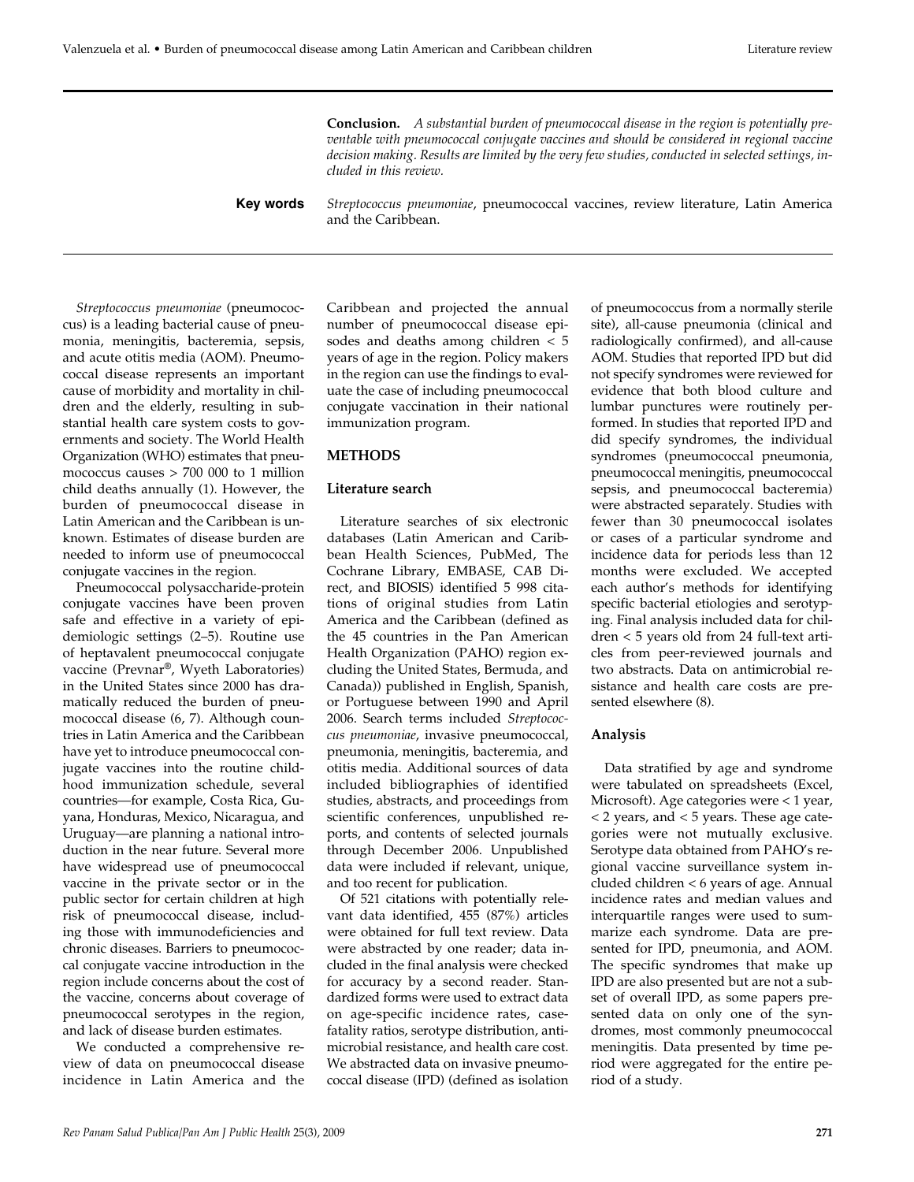**Conclusion.** *A substantial burden of pneumococcal disease in the region is potentially preventable with pneumococcal conjugate vaccines and should be considered in regional vaccine decision making. Results are limited by the very few studies, conducted in selected settings, included in this review.*

**Key words** *Streptococcus pneumoniae*, pneumococcal vaccines, review literature, Latin America and the Caribbean.

---

*Streptococcus pneumoniae* (pneumococcus) is a leading bacterial cause of pneumonia, meningitis, bacteremia, sepsis, and acute otitis media (AOM). Pneumococcal disease represents an important cause of morbidity and mortality in children and the elderly, resulting in substantial health care system costs to governments and society. The World Health Organization (WHO) estimates that pneumococcus causes > 700 000 to 1 million child deaths annually (1). However, the burden of pneumococcal disease in Latin American and the Caribbean is unknown. Estimates of disease burden are needed to inform use of pneumococcal conjugate vaccines in the region.

Pneumococcal polysaccharide-protein conjugate vaccines have been proven safe and effective in a variety of epidemiologic settings (2–5). Routine use of heptavalent pneumococcal conjugate vaccine (Prevnar®, Wyeth Laboratories) in the United States since 2000 has dramatically reduced the burden of pneumococcal disease (6, 7). Although countries in Latin America and the Caribbean have yet to introduce pneumococcal conjugate vaccines into the routine childhood immunization schedule, several countries—for example, Costa Rica, Guyana, Honduras, Mexico, Nicaragua, and Uruguay—are planning a national introduction in the near future. Several more have widespread use of pneumococcal vaccine in the private sector or in the public sector for certain children at high risk of pneumococcal disease, including those with immunodeficiencies and chronic diseases. Barriers to pneumococcal conjugate vaccine introduction in the region include concerns about the cost of the vaccine, concerns about coverage of pneumococcal serotypes in the region, and lack of disease burden estimates.

We conducted a comprehensive review of data on pneumococcal disease incidence in Latin America and the Caribbean and projected the annual number of pneumococcal disease episodes and deaths among children < 5 years of age in the region. Policy makers in the region can use the findings to evaluate the case of including pneumococcal conjugate vaccination in their national immunization program.

## METHODS

### Literature search

Literature searches of six electronic databases (Latin American and Caribbean Health Sciences, PubMed, The Cochrane Library, EMBASE, CAB Direct, and BIOSIS) identified 5 998 citations of original studies from Latin America and the Caribbean (defined as the 45 countries in the Pan American Health Organization (PAHO) region excluding the United States, Bermuda, and Canada)) published in English, Spanish, or Portuguese between 1990 and April 2006. Search terms included *Streptococcus pneumoniae*, invasive pneumococcal, pneumonia, meningitis, bacteremia, and otitis media. Additional sources of data included bibliographies of identified studies, abstracts, and proceedings from scientific conferences, unpublished reports, and contents of selected journals through December 2006. Unpublished data were included if relevant, unique, and too recent for publication.

Of 521 citations with potentially relevant data identified, 455 (87%) articles were obtained for full text review. Data were abstracted by one reader; data included in the final analysis were checked for accuracy by a second reader. Standardized forms were used to extract data on age-specific incidence rates, case-fatality ratios, serotype distribution, antimicrobial resistance, and health care cost. We abstracted data on invasive pneumococcal disease (IPD) (defined as isolation of pneumococcus from a normally sterile site), all-cause pneumonia (clinical and radiologically confirmed), and all-cause AOM. Studies that reported IPD but did not specify syndromes were reviewed for evidence that both blood culture and lumbar punctures were routinely performed. In studies that reported IPD and did specify syndromes, the individual syndromes (pneumococcal pneumonia, pneumococcal meningitis, pneumococcal sepsis, and pneumococcal bacteremia) were abstracted separately. Studies with fewer than 30 pneumococcal isolates or cases of a particular syndrome and incidence data for periods less than 12 months were excluded. We accepted each author's methods for identifying specific bacterial etiologies and serotyping. Final analysis included data for children < 5 years old from 24 full-text articles from peer-reviewed journals and two abstracts. Data on antimicrobial resistance and health care costs are presented elsewhere (8).

### Analysis

Data stratified by age and syndrome were tabulated on spreadsheets (Excel, Microsoft). Age categories were < 1 year, < 2 years, and < 5 years. These age categories were not mutually exclusive. Serotype data obtained from PAHO's regional vaccine surveillance system included children < 6 years of age. Annual incidence rates and median values and interquartile ranges were used to summarize each syndrome. Data are presented for IPD, pneumonia, and AOM. The specific syndromes that make up IPD are also presented but are not a subset of overall IPD, as some papers presented data on only one of the syndromes, most commonly pneumococcal meningitis. Data presented by time period were aggregated for the entire period of a study.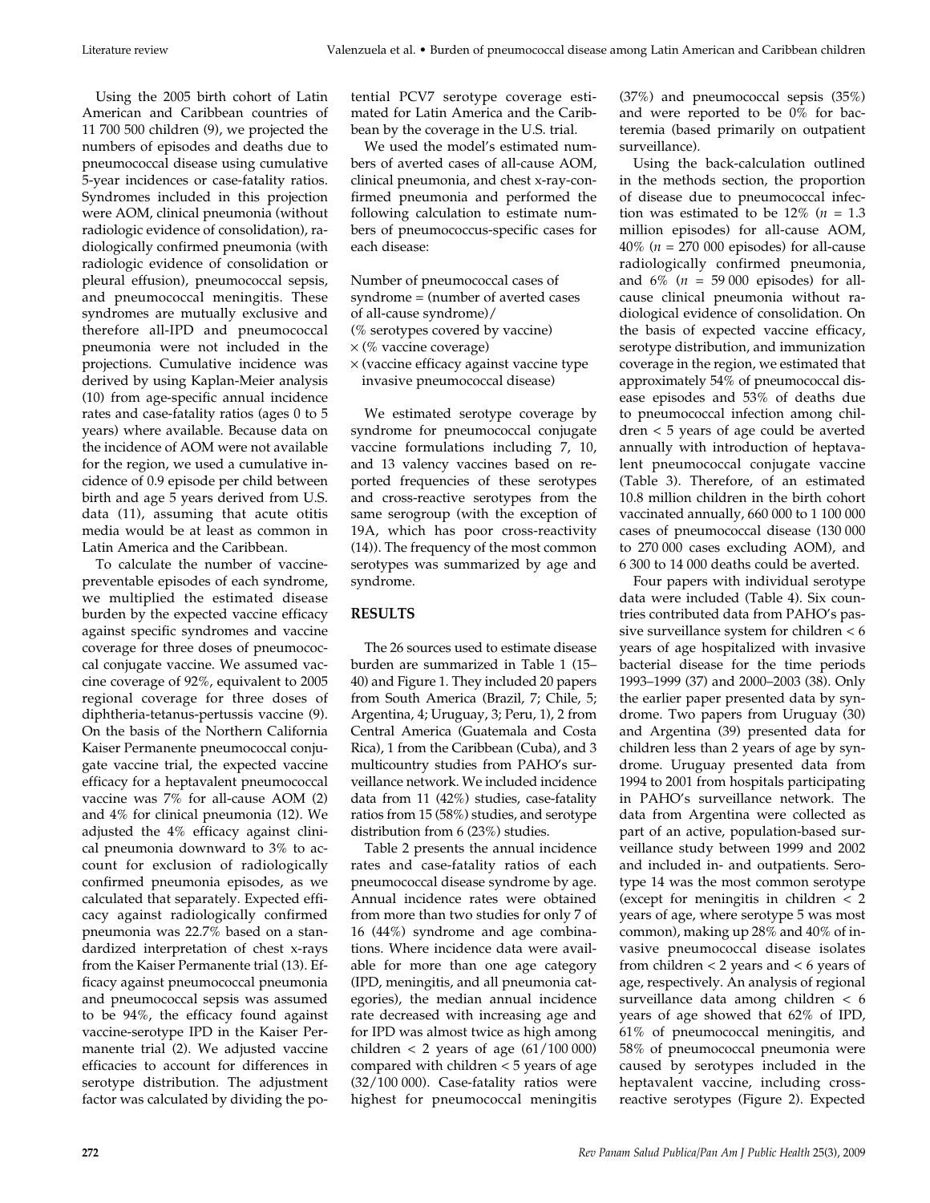Using the 2005 birth cohort of Latin American and Caribbean countries of 11 700 500 children (9), we projected the numbers of episodes and deaths due to pneumococcal disease using cumulative 5-year incidences or case-fatality ratios. Syndromes included in this projection were AOM, clinical pneumonia (without radiologic evidence of consolidation), radiologically confirmed pneumonia (with radiologic evidence of consolidation or pleural effusion), pneumococcal sepsis, and pneumococcal meningitis. These syndromes are mutually exclusive and therefore all-IPD and pneumococcal pneumonia were not included in the projections. Cumulative incidence was derived by using Kaplan-Meier analysis (10) from age-specific annual incidence rates and case-fatality ratios (ages 0 to 5 years) where available. Because data on the incidence of AOM were not available for the region, we used a cumulative incidence of 0.9 episode per child between birth and age 5 years derived from U.S. data (11), assuming that acute otitis media would be at least as common in Latin America and the Caribbean.

To calculate the number of vaccine-preventable episodes of each syndrome, we multiplied the estimated disease burden by the expected vaccine efficacy against specific syndromes and vaccine coverage for three doses of pneumococcal conjugate vaccine. We assumed vaccine coverage of 92%, equivalent to 2005 regional coverage for three doses of diphtheria-tetanus-pertussis vaccine (9). On the basis of the Northern California Kaiser Permanente pneumococcal conjugate vaccine trial, the expected vaccine efficacy for a heptavalent pneumococcal vaccine was 7% for all-cause AOM (2) and 4% for clinical pneumonia (12). We adjusted the 4% efficacy against clinical pneumonia downward to 3% to account for exclusion of radiologically confirmed pneumonia episodes, as we calculated that separately. Expected efficacy against radiologically confirmed pneumonia was 22.7% based on a standardized interpretation of chest x-rays from the Kaiser Permanente trial (13). Efficacy against pneumococcal pneumonia and pneumococcal sepsis was assumed to be 94%, the efficacy found against vaccine-serotype IPD in the Kaiser Permanente trial (2). We adjusted vaccine efficacies to account for differences in serotype distribution. The adjustment factor was calculated by dividing the potential PCV7 serotype coverage estimated for Latin America and the Caribbean by the coverage in the U.S. trial.

We used the model's estimated numbers of averted cases of all-cause AOM, clinical pneumonia, and chest x-ray-confirmed pneumonia and performed the following calculation to estimate numbers of pneumococcus-specific cases for each disease:

Number of pneumococcal cases of syndrome = (number of averted cases of all-cause syndrome)/
(% serotypes covered by vaccine)
× (% vaccine coverage)
× (vaccine efficacy against vaccine type invasive pneumococcal disease)

We estimated serotype coverage by syndrome for pneumococcal conjugate vaccine formulations including 7, 10, and 13 valency vaccines based on reported frequencies of these serotypes and cross-reactive serotypes from the same serogroup (with the exception of 19A, which has poor cross-reactivity (14)). The frequency of the most common serotypes was summarized by age and syndrome.

## RESULTS

The 26 sources used to estimate disease burden are summarized in Table 1 (15–40) and Figure 1. They included 20 papers from South America (Brazil, 7; Chile, 5; Argentina, 4; Uruguay, 3; Peru, 1), 2 from Central America (Guatemala and Costa Rica), 1 from the Caribbean (Cuba), and 3 multicountry studies from PAHO's surveillance network. We included incidence data from 11 (42%) studies, case-fatality ratios from 15 (58%) studies, and serotype distribution from 6 (23%) studies.

Table 2 presents the annual incidence rates and case-fatality ratios of each pneumococcal disease syndrome by age. Annual incidence rates were obtained from more than two studies for only 7 of 16 (44%) syndrome and age combinations. Where incidence data were available for more than one age category (IPD, meningitis, and all pneumonia categories), the median annual incidence rate decreased with increasing age and for IPD was almost twice as high among children < 2 years of age (61/100 000) compared with children < 5 years of age (32/100 000). Case-fatality ratios were highest for pneumococcal meningitis (37%) and pneumococcal sepsis (35%) and were reported to be 0% for bacteremia (based primarily on outpatient surveillance).

Using the back-calculation outlined in the methods section, the proportion of disease due to pneumococcal infection was estimated to be 12% ($n$ = 1.3 million episodes) for all-cause AOM, 40% ($n$ = 270 000 episodes) for all-cause radiologically confirmed pneumonia, and 6% ($n$ = 59 000 episodes) for all-cause clinical pneumonia without radiological evidence of consolidation. On the basis of expected vaccine efficacy, serotype distribution, and immunization coverage in the region, we estimated that approximately 54% of pneumococcal disease episodes and 53% of deaths due to pneumococcal infection among children < 5 years of age could be averted annually with introduction of heptavalent pneumococcal conjugate vaccine (Table 3). Therefore, of an estimated 10.8 million children in the birth cohort vaccinated annually, 660 000 to 1 100 000 cases of pneumococcal disease (130 000 to 270 000 cases excluding AOM), and 6 300 to 14 000 deaths could be averted.

Four papers with individual serotype data were included (Table 4). Six countries contributed data from PAHO's passive surveillance system for children < 6 years of age hospitalized with invasive bacterial disease for the time periods 1993–1999 (37) and 2000–2003 (38). Only the earlier paper presented data by syndrome. Two papers from Uruguay (30) and Argentina (39) presented data for children less than 2 years of age by syndrome. Uruguay presented data from 1994 to 2001 from hospitals participating in PAHO's surveillance network. The data from Argentina were collected as part of an active, population-based surveillance study between 1999 and 2002 and included in- and outpatients. Serotype 14 was the most common serotype (except for meningitis in children < 2 years of age, where serotype 5 was most common), making up 28% and 40% of invasive pneumococcal disease isolates from children < 2 years and < 6 years of age, respectively. An analysis of regional surveillance data among children < 6 years of age showed that 62% of IPD, 61% of pneumococcal meningitis, and 58% of pneumococcal pneumonia were caused by serotypes included in the heptavalent vaccine, including cross-reactive serotypes (Figure 2). Expected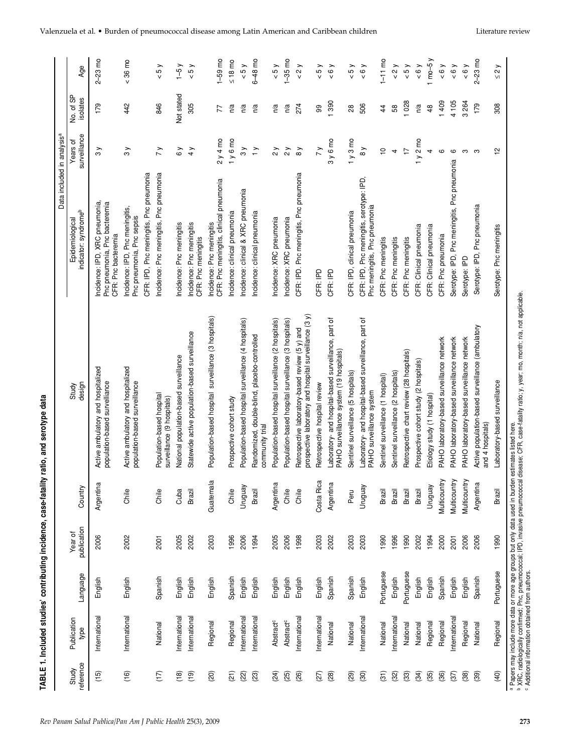**TABLE 1. Included studies' contributing incidence, case-fatality ratio, and serotype data**

| Study reference | Publication type | Language | Year of publication | Country | Study design | Data included in analysis[a] | | | |
|---|---|---|---|---|---|---|---|---|---|
| | | | | | | Epidemiological indicator: syndrome[b] | Years of surveillance | No. of SP isolates | Age |
| (15) | International | English | 2006 | Argentina | Active ambulatory and hospitalized population-based surveillance | Incidence: IPD, XRC pneumonia, Pnc pneumonia, Pnc bacteremia<br>CFR: Pnc bacteremia | 3 y | 179 | 2–23 mo |
| (16) | International | English | 2002 | Chile | Active ambulatory and hospitalized population-based surveillance | Incidence: IPD, Pnc meningitis, Pnc pneumonia, Pnc sepsis<br>CFR: IPD, Pnc meningitis, Pnc pneumonia | 3 y | 442 | < 36 mo |
| (17) | National | Spanish | 2001 | Chile | Population-based hospital surveillance (9 hospitals) | Incidence: Pnc meningitis, Pnc pneumonia | 7 y | 846 | < 5 y |
| (18) | International | English | 2005 | Cuba | National population-based surveillance | Incidence: Pnc meningitis | 6 y | Not stated | 1–5 y |
| (19) | International | English | 2002 | Brazil | Statewide active population-based surveillance | Incidence: Pnc meningitis<br>CFR: Pnc meningitis | 4 y | 305 | < 5 y |
| (20) | Regional | English | 2003 | Guatemala | Population-based hospital surveillance (3 hospitals) | Incidence: Pnc meningitis<br>CFR: Pnc meningitis, clinical pneumonia | 2 y 4 mo | 77 | 1–59 mo |
| (21) | Regional | Spanish | 1996 | Chile | Prospective cohort study | Incidence: clinical pneumonia | 1 y 6 mo | n/a | ≤ 18 mo |
| (22) | International | English | 2006 | Uruguay | Population-based hospital surveillance (4 hospitals) | Incidence: clinical & XRC pneumonia | 3 y | n/a | < 5 y |
| (23) | International | English | 1994 | Brazil | Randomized, double-blind, placebo-controlled community trial | Incidence: clinical pneumonia | 1 y | n/a | 6–48 mo |
| (24) | Abstract[c] | English | 2005 | Argentina | Population-based hospital surveillance (2 hospitals) | Incidence: XRC pneumonia | 2 y | n/a | < 5 y |
| (25) | Abstract[c] | English | 2006 | Chile | Population-based hospital surveillance (3 hospitals) | Incidence: XRC pneumonia | 2 y | n/a | 1–35 mo |
| (26) | International | English | 1998 | Chile | Retrospective laboratory-based review (5 y) and prospective laboratory and hospital surveillance (3 y) | CFR: IPD, Pnc meningitis, Pnc pneumonia | 8 y | 274 | < 2 y |
| (27) | International | English | 2003 | Costa Rica | Retrospective hospital review | CFR: IPD | 7 y | 99 | < 5 y |
| (28) | National | Spanish | 2002 | Argentina | Laboratory- and hospital-based surveillance, part of PAHO surveillance system (19 hospitals) | CFR: IPD | 3 y 6 mo | 1 390 | < 6 y |
| (29) | National | Spanish | 2003 | Peru | Sentinel surveillance (5 hospitals) | CFR: IPD, clinical pneumonia | 1 y 3 mo | 28 | < 5 y |
| (30) | International | English | 2003 | Uruguay | Laboratory- and hospital-based surveillance, part of PAHO surveillance system | CFR: IPD, Pnc meningitis, serotype: IPD, Pnc meningitis, Pnc pneumonia | 8 y | 506 | < 6 y |
| (31) | National | Portuguese | 1990 | Brazil | Sentinel surveillance (1 hospital) | CFR: Pnc meningitis | 10 | 44 | 1–11 mo |
| (32) | International | English | 1996 | Brazil | Sentinel surveillance (2 hospitals) | CFR: Pnc meningitis | 4 | 58 | < 2 y |
| (33) | National | Portuguese | 1990 | Brazil | Retrospective chart review (28 hospitals) | CFR: Pnc meningitis | 17 | 1 028 | < 5 y |
| (34) | National | English | 2002 | Brazil | Prospective cohort study (2 hospitals) | CFR: Clinical pneumonia | 1 y 2 mo | n/a | < 6 y |
| (35) | Regional | English | 1994 | Uruguay | Etiology study (1 hospital) | CFR: Clinical pneumonia | 4 | 48 | 1 mo–5 y |
| (36) | Regional | Spanish | 2000 | Multicountry | PAHO laboratory-based surveillance network | CFR: Pnc pneumonia | 6 | 1 409 | < 6 y |
| (37) | International | English | 2001 | Multicountry | PAHO laboratory-based surveillance network | Serotype: IPD, Pnc meningitis, Pnc pneumonia | 6 | 4 105 | < 6 y |
| (38) | Regional | English | 2006 | Multicountry | PAHO laboratory-based surveillance network | Serotype: IPD | 3 | 3 264 | < 6 y |
| (39) | National | Spanish | 2006 | Argentina | Active population-based surveillance (ambulatory and 4 hospitals) | Serotype: IPD, Pnc pneumonia | 3 | 179 | 2–23 mo |
| (40) | Regional | Portuguese | 1990 | Brazil | Laboratory-based surveillance | Serotype: Pnc meningitis | 12 | 308 | ≤ 2 y |

[a] Papers may include more data or more age groups but only data used in burden estimates listed here.
[b] XRC, radiologically confirmed; Pnc, pneumococcal; IPD, invasive pneumococcal disease; CFR, case-fatality ratio; y, year; mo, month; n/a, not applicable.
[c] Additional information obtained from authors.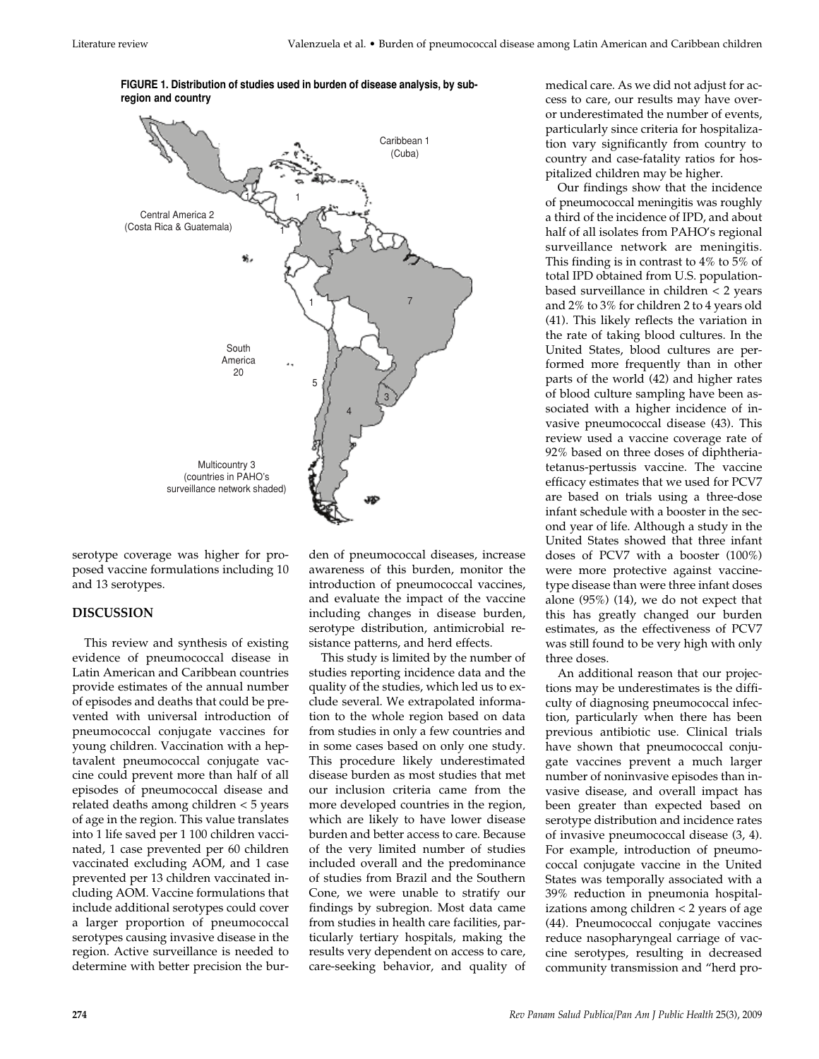**FIGURE 1. Distribution of studies used in burden of disease analysis, by subregion and country**

serotype coverage was higher for proposed vaccine formulations including 10 and 13 serotypes.

## DISCUSSION

This review and synthesis of existing evidence of pneumococcal disease in Latin American and Caribbean countries provide estimates of the annual number of episodes and deaths that could be prevented with universal introduction of pneumococcal conjugate vaccines for young children. Vaccination with a heptavalent pneumococcal conjugate vaccine could prevent more than half of all episodes of pneumococcal disease and related deaths among children < 5 years of age in the region. This value translates into 1 life saved per 1 100 children vaccinated, 1 case prevented per 60 children vaccinated excluding AOM, and 1 case prevented per 13 children vaccinated including AOM. Vaccine formulations that include additional serotypes could cover a larger proportion of pneumococcal serotypes causing invasive disease in the region. Active surveillance is needed to determine with better precision the burden of pneumococcal diseases, increase awareness of this burden, monitor the introduction of pneumococcal vaccines, and evaluate the impact of the vaccine including changes in disease burden, serotype distribution, antimicrobial resistance patterns, and herd effects.

This study is limited by the number of studies reporting incidence data and the quality of the studies, which led us to exclude several. We extrapolated information to the whole region based on data from studies in only a few countries and in some cases based on only one study. This procedure likely underestimated disease burden as most studies that met our inclusion criteria came from the more developed countries in the region, which are likely to have lower disease burden and better access to care. Because of the very limited number of studies included overall and the predominance of studies from Brazil and the Southern Cone, we were unable to stratify our findings by subregion. Most data came from studies in health care facilities, particularly tertiary hospitals, making the results very dependent on access to care, care-seeking behavior, and quality of medical care. As we did not adjust for access to care, our results may have over- or underestimated the number of events, particularly since criteria for hospitalization vary significantly from country to country and case-fatality ratios for hospitalized children may be higher.

Our findings show that the incidence of pneumococcal meningitis was roughly a third of the incidence of IPD, and about half of all isolates from PAHO's regional surveillance network are meningitis. This finding is in contrast to 4% to 5% of total IPD obtained from U.S. population-based surveillance in children < 2 years and 2% to 3% for children 2 to 4 years old (41). This likely reflects the variation in the rate of taking blood cultures. In the United States, blood cultures are performed more frequently than in other parts of the world (42) and higher rates of blood culture sampling have been associated with a higher incidence of invasive pneumococcal disease (43). This review used a vaccine coverage rate of 92% based on three doses of diphtheria-tetanus-pertussis vaccine. The vaccine efficacy estimates that we used for PCV7 are based on trials using a three-dose infant schedule with a booster in the second year of life. Although a study in the United States showed that three infant doses of PCV7 with a booster (100%) were more protective against vaccine-type disease than were three infant doses alone (95%) (14), we do not expect that this has greatly changed our burden estimates, as the effectiveness of PCV7 was still found to be very high with only three doses.

An additional reason that our projections may be underestimates is the difficulty of diagnosing pneumococcal infection, particularly when there has been previous antibiotic use. Clinical trials have shown that pneumococcal conjugate vaccines prevent a much larger number of noninvasive episodes than invasive disease, and overall impact has been greater than expected based on serotype distribution and incidence rates of invasive pneumococcal disease (3, 4). For example, introduction of pneumococcal conjugate vaccine in the United States was temporally associated with a 39% reduction in pneumonia hospitalizations among children < 2 years of age (44). Pneumococcal conjugate vaccines reduce nasopharyngeal carriage of vaccine serotypes, resulting in decreased community transmission and "herd pro-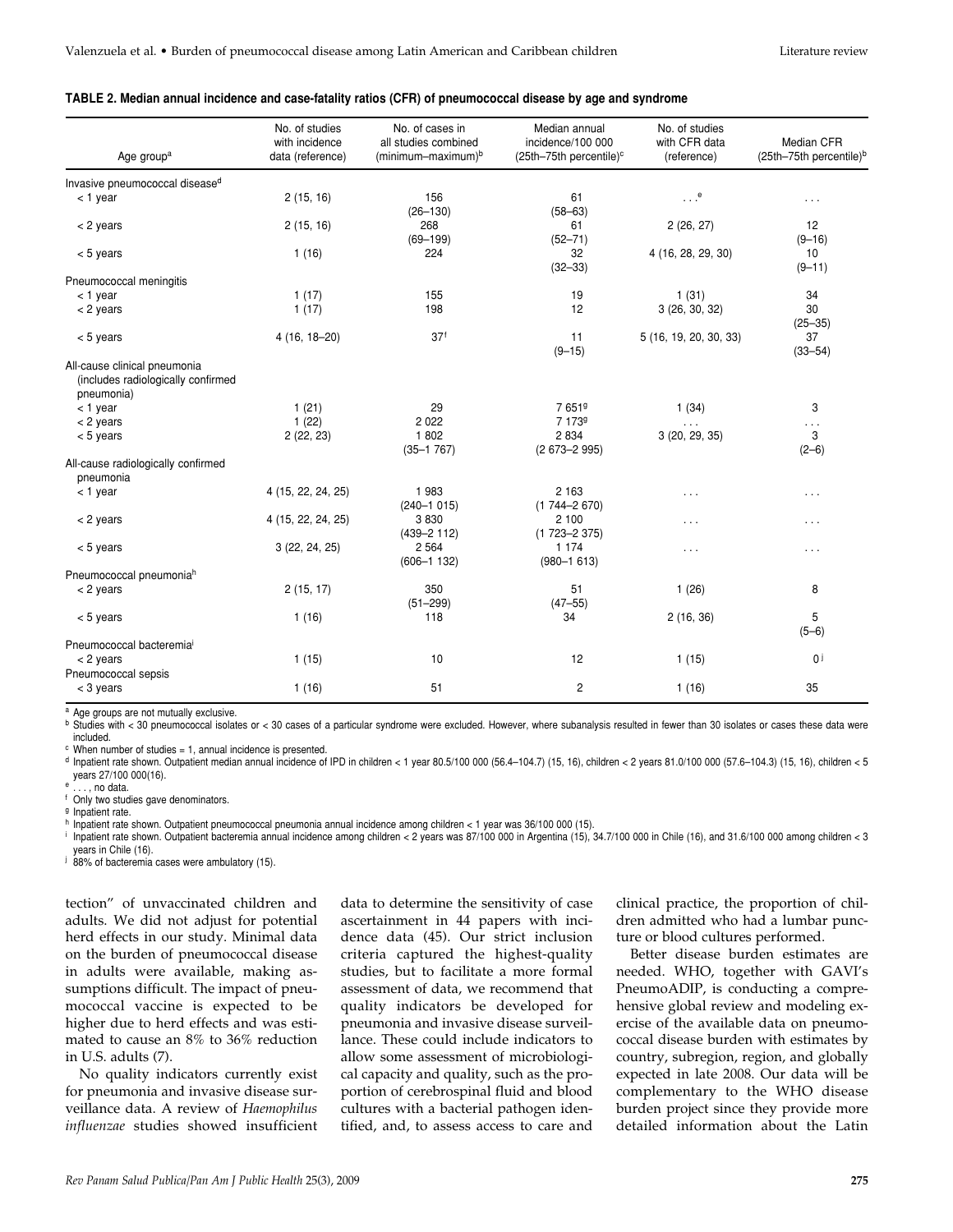**TABLE 2. Median annual incidence and case-fatality ratios (CFR) of pneumococcal disease by age and syndrome**

| Age group[a] | No. of studies with incidence data (reference) | No. of cases in all studies combined (minimum–maximum)[b] | Median annual incidence/100 000 (25th–75th percentile)[c] | No. of studies with CFR data (reference) | Median CFR (25th–75th percentile)[b] |
|---|---|---|---|---|---|
| Invasive pneumococcal disease[d] | | | | | |
| < 1 year | 2 (15, 16) | 156 (26–130) | 61 (58–63) | . . .[e] | . . . |
| < 2 years | 2 (15, 16) | 268 (69–199) | 61 (52–71) | 2 (26, 27) | 12 (9–16) |
| < 5 years | 1 (16) | 224 | 32 (32–33) | 4 (16, 28, 29, 30) | 10 (9–11) |
| Pneumococcal meningitis | | | | | |
| < 1 year | 1 (17) | 155 | 19 | 1 (31) | 34 |
| < 2 years | 1 (17) | 198 | 12 | 3 (26, 30, 32) | 30 (25–35) |
| < 5 years | 4 (16, 18–20) | 37[f] | 11 (9–15) | 5 (16, 19, 20, 30, 33) | 37 (33–54) |
| All-cause clinical pneumonia (includes radiologically confirmed pneumonia) | | | | | |
| < 1 year | 1 (21) | 29 | 7 651[g] | 1 (34) | 3 |
| < 2 years | 1 (22) | 2 022 | 7 173[g] | . . . | . . . |
| < 5 years | 2 (22, 23) | 1 802 (35–1 767) | 2 834 (2 673–2 995) | 3 (20, 29, 35) | 3 (2–6) |
| All-cause radiologically confirmed pneumonia | | | | | |
| < 1 year | 4 (15, 22, 24, 25) | 1 983 (240–1 015) | 2 163 (1 744–2 670) | . . . | . . . |
| < 2 years | 4 (15, 22, 24, 25) | 3 830 (439–2 112) | 2 100 (1 723–2 375) | . . . | . . . |
| < 5 years | 3 (22, 24, 25) | 2 564 (606–1 132) | 1 174 (980–1 613) | . . . | . . . |
| Pneumococcal pneumonia[h] | | | | | |
| < 2 years | 2 (15, 17) | 350 (51–299) | 51 (47–55) | 1 (26) | 8 |
| < 5 years | 1 (16) | 118 | 34 | 2 (16, 36) | 5 (5–6) |
| Pneumococcal bacteremia[i] | | | | | |
| < 2 years | 1 (15) | 10 | 12 | 1 (15) | 0[j] |
| Pneumococcal sepsis | | | | | |
| < 3 years | 1 (16) | 51 | 2 | 1 (16) | 35 |

[a] Age groups are not mutually exclusive.
[b] Studies with < 30 pneumococcal isolates or < 30 cases of a particular syndrome were excluded. However, where subanalysis resulted in fewer than 30 isolates or cases these data were included.
[c] When number of studies = 1, annual incidence is presented.
[d] Inpatient rate shown. Outpatient median annual incidence of IPD in children < 1 year 80.5/100 000 (56.4–104.7) (15, 16), children < 2 years 81.0/100 000 (57.6–104.3) (15, 16), children < 5 years 27/100 000(16).
[e] . . . , no data.
[f] Only two studies gave denominators.
[g] Inpatient rate.
[h] Inpatient rate shown. Outpatient pneumococcal pneumonia annual incidence among children < 1 year was 36/100 000 (15).
[i] Inpatient rate shown. Outpatient bacteremia annual incidence among children < 2 years was 87/100 000 in Argentina (15), 34.7/100 000 in Chile (16), and 31.6/100 000 among children < 3 years in Chile (16).
[j] 88% of bacteremia cases were ambulatory (15).

tection" of unvaccinated children and adults. We did not adjust for potential herd effects in our study. Minimal data on the burden of pneumococcal disease in adults were available, making assumptions difficult. The impact of pneumococcal vaccine is expected to be higher due to herd effects and was estimated to cause an 8% to 36% reduction in U.S. adults (7).

No quality indicators currently exist for pneumonia and invasive disease surveillance data. A review of *Haemophilus influenzae* studies showed insufficient data to determine the sensitivity of case ascertainment in 44 papers with incidence data (45). Our strict inclusion criteria captured the highest-quality studies, but to facilitate a more formal assessment of data, we recommend that quality indicators be developed for pneumonia and invasive disease surveillance. These could include indicators to allow some assessment of microbiological capacity and quality, such as the proportion of cerebrospinal fluid and blood cultures with a bacterial pathogen identified, and, to assess access to care and clinical practice, the proportion of children admitted who had a lumbar puncture or blood cultures performed.

Better disease burden estimates are needed. WHO, together with GAVI's PneumoADIP, is conducting a comprehensive global review and modeling exercise of the available data on pneumococcal disease burden with estimates by country, subregion, region, and globally expected in late 2008. Our data will be complementary to the WHO disease burden project since they provide more detailed information about the Latin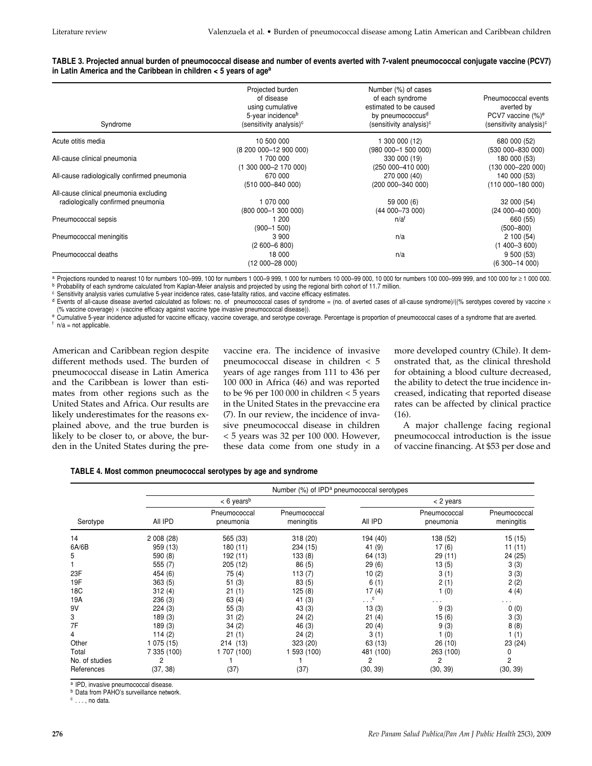**TABLE 3. Projected annual burden of pneumococcal disease and number of events averted with 7-valent pneumococcal conjugate vaccine (PCV7) in Latin America and the Caribbean in children < 5 years of age[a]**

| Syndrome | Projected burden of disease using cumulative 5-year incidence[b] (sensitivity analysis)[c] | Number (%) of cases of each syndrome estimated to be caused by pneumococcus[d] (sensitivity analysis)[c] | Pneumococcal events averted by PCV7 vaccine (%)[e] (sensitivity analysis)[c] |
|---|---|---|---|
| Acute otitis media | 10 500 000 (8 200 000–12 900 000) | 1 300 000 (12) (980 000–1 500 000) | 680 000 (52) (530 000–830 000) |
| All-cause clinical pneumonia | 1 700 000 (1 300 000–2 170 000) | 330 000 (19) (250 000–410 000) | 180 000 (53) (130 000–220 000) |
| All-cause radiologically confirmed pneumonia | 670 000 (510 000–840 000) | 270 000 (40) (200 000–340 000) | 140 000 (53) (110 000–180 000) |
| All-cause clinical pneumonia excluding radiologically confirmed pneumonia | 1 070 000 (800 000–1 300 000) | 59 000 (6) (44 000–73 000) | 32 000 (54) (24 000–40 000) |
| Pneumococcal sepsis | 1 200 (900–1 500) | n/a[f] | 660 (55) (500–800) |
| Pneumococcal meningitis | 3 900 (2 600–6 800) | n/a | 2 100 (54) (1 400–3 600) |
| Pneumococcal deaths | 18 000 (12 000–28 000) | n/a | 9 500 (53) (6 300–14 000) |

[a] Projections rounded to nearest 10 for numbers 100–999, 100 for numbers 1 000–9 999, 1 000 for numbers 10 000–99 000, 10 000 for numbers 100 000–999 999, and 100 000 for ≥ 1 000 000.
[b] Probability of each syndrome calculated from Kaplan-Meier analysis and projected by using the regional birth cohort of 11.7 million.
[c] Sensitivity analysis varies cumulative 5-year incidence rates, case-fatality ratios, and vaccine efficacy estimates.
[d] Events of all-cause disease averted calculated as follows: no. of pneumococcal cases of syndrome = (no. of averted cases of all-cause syndrome)/((% serotypes covered by vaccine × (% vaccine coverage) × (vaccine efficacy against vaccine type invasive pneumococcal disease)).
[e] Cumulative 5-year incidence adjusted for vaccine efficacy, vaccine coverage, and serotype coverage. Percentage is proportion of pneumococcal cases of a syndrome that are averted.
[f] n/a = not applicable.

American and Caribbean region despite different methods used. The burden of pneumococcal disease in Latin America and the Caribbean is lower than estimates from other regions such as the United States and Africa. Our results are likely underestimates for the reasons explained above, and the true burden is likely to be closer to, or above, the burden in the United States during the pre-vaccine era. The incidence of invasive pneumococcal disease in children < 5 years of age ranges from 111 to 436 per 100 000 in Africa (46) and was reported to be 96 per 100 000 in children < 5 years in the United States in the prevaccine era (7). In our review, the incidence of invasive pneumococcal disease in children < 5 years was 32 per 100 000. However, these data come from one study in a more developed country (Chile). It demonstrated that, as the clinical threshold for obtaining a blood culture decreased, the ability to detect the true incidence increased, indicating that reported disease rates can be affected by clinical practice (16).

A major challenge facing regional pneumococcal introduction is the issue of vaccine financing. At $53 per dose and

**TABLE 4. Most common pneumococcal serotypes by age and syndrome**

| | Number (%) of IPD[a] pneumococcal serotypes | | | | | |
|---|---|---|---|---|---|---|
| | < 6 years[b] | | | < 2 years | | |
| Serotype | All IPD | Pneumococcal pneumonia | Pneumococcal meningitis | All IPD | Pneumococcal pneumonia | Pneumococcal meningitis |
| 14 | 2 008 (28) | 565 (33) | 318 (20) | 194 (40) | 138 (52) | 15 (15) |
| 6A/6B | 959 (13) | 180 (11) | 234 (15) | 41 (9) | 17 (6) | 11 (11) |
| 5 | 590 (8) | 192 (11) | 133 (8) | 64 (13) | 29 (11) | 24 (25) |
| 1 | 555 (7) | 205 (12) | 86 (5) | 29 (6) | 13 (5) | 3 (3) |
| 23F | 454 (6) | 75 (4) | 113 (7) | 10 (2) | 3 (1) | 3 (3) |
| 19F | 363 (5) | 51 (3) | 83 (5) | 6 (1) | 2 (1) | 2 (2) |
| 18C | 312 (4) | 21 (1) | 125 (8) | 17 (4) | 1 (0) | 4 (4) |
| 19A | 236 (3) | 63 (4) | 41 (3) | . . .[c] | . . . | . . . |
| 9V | 224 (3) | 55 (3) | 43 (3) | 13 (3) | 9 (3) | 0 (0) |
| 3 | 189 (3) | 31 (2) | 24 (2) | 21 (4) | 15 (6) | 3 (3) |
| 7F | 189 (3) | 34 (2) | 46 (3) | 20 (4) | 9 (3) | 8 (8) |
| 4 | 114 (2) | 21 (1) | 24 (2) | 3 (1) | 1 (0) | 1 (1) |
| Other | 1 075 (15) | 214 (13) | 323 (20) | 63 (13) | 26 (10) | 23 (24) |
| Total | 7 335 (100) | 1 707 (100) | 1 593 (100) | 481 (100) | 263 (100) | 0 |
| No. of studies | 2 | 1 | 1 | 2 | 2 | 2 |
| References | (37, 38) | (37) | (37) | (30, 39) | (30, 39) | (30, 39) |

[a] IPD, invasive pneumococcal disease.
[b] Data from PAHO's surveillance network.
[c] . . . , no data.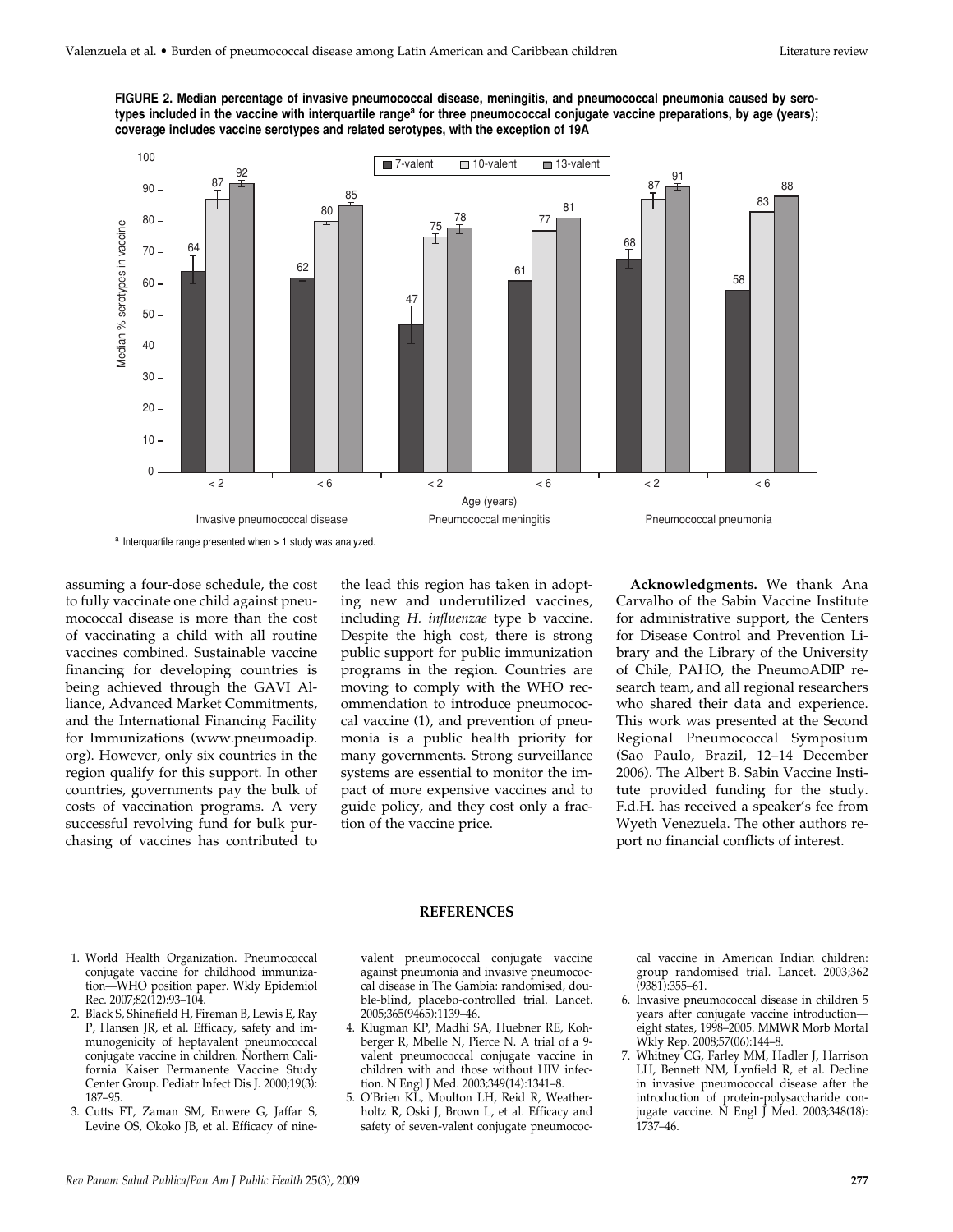**FIGURE 2. Median percentage of invasive pneumococcal disease, meningitis, and pneumococcal pneumonia caused by serotypes included in the vaccine with interquartile range[a] for three pneumococcal conjugate vaccine preparations, by age (years); coverage includes vaccine serotypes and related serotypes, with the exception of 19A**

| Disease | Age (years) | 7-valent | 10-valent | 13-valent |
|---|---|---|---|---|
| Invasive pneumococcal disease | < 2 | 64 | 87 | 92 |
| Invasive pneumococcal disease | < 6 | 62 | 80 | 85 |
| Pneumococcal meningitis | < 2 | 47 | 75 | 78 |
| Pneumococcal meningitis | < 6 | 61 | 77 | 81 |
| Pneumococcal pneumonia | < 2 | 68 | 87 | 91 |
| Pneumococcal pneumonia | < 6 | 58 | 83 | 88 |

[a] Interquartile range presented when > 1 study was analyzed.

assuming a four-dose schedule, the cost to fully vaccinate one child against pneumococcal disease is more than the cost of vaccinating a child with all routine vaccines combined. Sustainable vaccine financing for developing countries is being achieved through the GAVI Alliance, Advanced Market Commitments, and the International Financing Facility for Immunizations (www.pneumoadip.org). However, only six countries in the region qualify for this support. In other countries, governments pay the bulk of costs of vaccination programs. A very successful revolving fund for bulk purchasing of vaccines has contributed to the lead this region has taken in adopting new and underutilized vaccines, including *H. influenzae* type b vaccine. Despite the high cost, there is strong public support for public immunization programs in the region. Countries are moving to comply with the WHO recommendation to introduce pneumococcal vaccine (1), and prevention of pneumonia is a public health priority for many governments. Strong surveillance systems are essential to monitor the impact of more expensive vaccines and to guide policy, and they cost only a fraction of the vaccine price.

**Acknowledgments.** We thank Ana Carvalho of the Sabin Vaccine Institute for administrative support, the Centers for Disease Control and Prevention Library and the Library of the University of Chile, PAHO, the PneumoADIP research team, and all regional researchers who shared their data and experience. This work was presented at the Second Regional Pneumococcal Symposium (Sao Paulo, Brazil, 12–14 December 2006). The Albert B. Sabin Vaccine Institute provided funding for the study. F.d.H. has received a speaker's fee from Wyeth Venezuela. The other authors report no financial conflicts of interest.

## REFERENCES

1. World Health Organization. Pneumococcal conjugate vaccine for childhood immunization—WHO position paper. Wkly Epidemiol Rec. 2007;82(12):93–104.
2. Black S, Shinefield H, Fireman B, Lewis E, Ray P, Hansen JR, et al. Efficacy, safety and immunogenicity of heptavalent pneumococcal conjugate vaccine in children. Northern California Kaiser Permanente Vaccine Study Center Group. Pediatr Infect Dis J. 2000;19(3):187–95.
3. Cutts FT, Zaman SM, Enwere G, Jaffar S, Levine OS, Okoko JB, et al. Efficacy of nine-valent pneumococcal conjugate vaccine against pneumonia and invasive pneumococcal disease in The Gambia: randomised, double-blind, placebo-controlled trial. Lancet. 2005;365(9465):1139–46.
4. Klugman KP, Madhi SA, Huebner RE, Kohberger R, Mbelle N, Pierce N. A trial of a 9-valent pneumococcal conjugate vaccine in children with and those without HIV infection. N Engl J Med. 2003;349(14):1341–8.
5. O'Brien KL, Moulton LH, Reid R, Weatherholtz R, Oski J, Brown L, et al. Efficacy and safety of seven-valent conjugate pneumococcal vaccine in American Indian children: group randomised trial. Lancet. 2003;362(9381):355–61.
6. Invasive pneumococcal disease in children 5 years after conjugate vaccine introduction—eight states, 1998–2005. MMWR Morb Mortal Wkly Rep. 2008;57(06):144–8.
7. Whitney CG, Farley MM, Hadler J, Harrison LH, Bennett NM, Lynfield R, et al. Decline in invasive pneumococcal disease after the introduction of protein-polysaccharide conjugate vaccine. N Engl J Med. 2003;348(18):1737–46.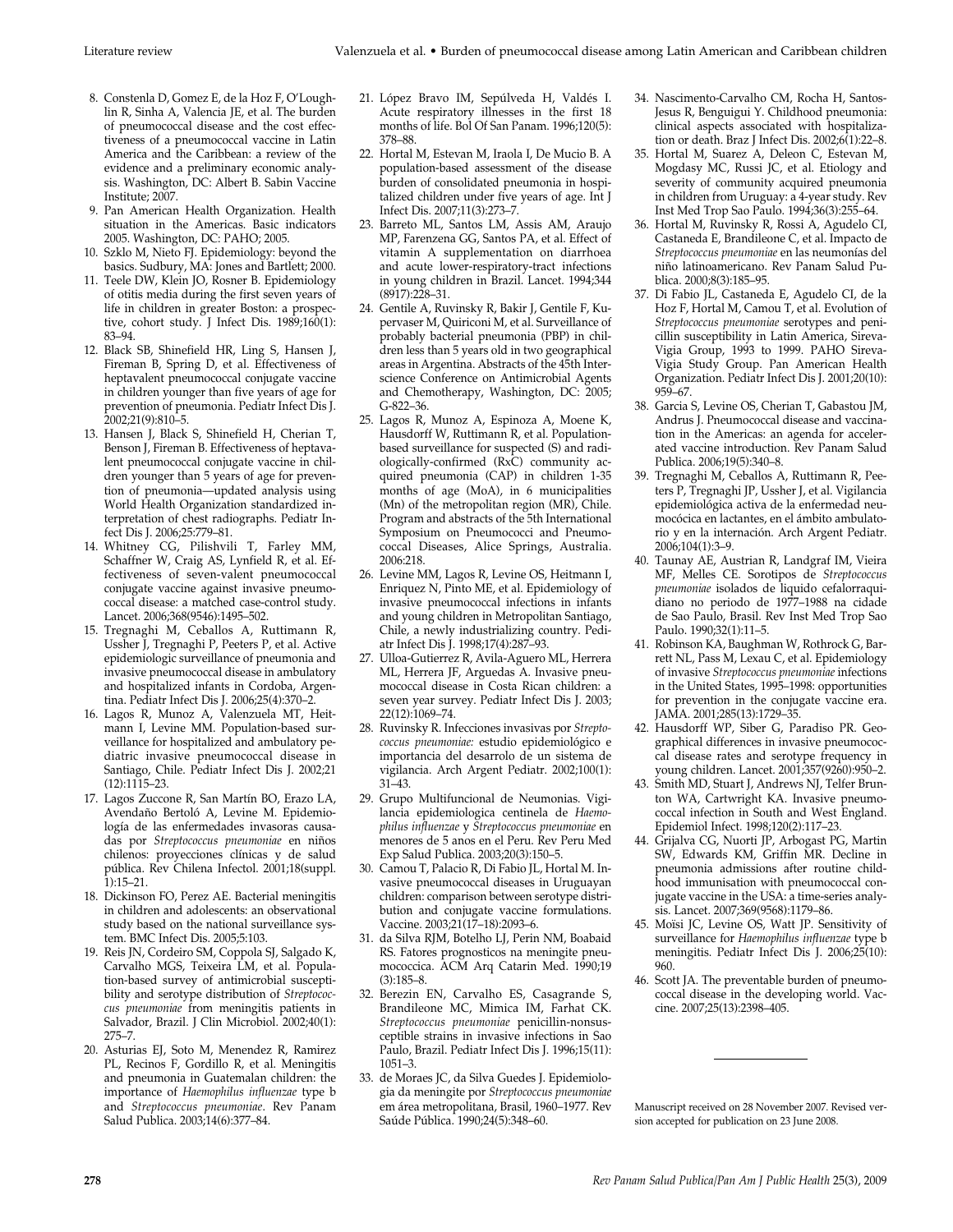8. Constenla D, Gomez E, de la Hoz F, O'Loughlin R, Sinha A, Valencia JE, et al. The burden of pneumococcal disease and the cost effectiveness of a pneumococcal vaccine in Latin America and the Caribbean: a review of the evidence and a preliminary economic analysis. Washington, DC: Albert B. Sabin Vaccine Institute; 2007.
9. Pan American Health Organization. Health situation in the Americas. Basic indicators 2005. Washington, DC: PAHO; 2005.
10. Szklo M, Nieto FJ. Epidemiology: beyond the basics. Sudbury, MA: Jones and Bartlett; 2000.
11. Teele DW, Klein JO, Rosner B. Epidemiology of otitis media during the first seven years of life in children in greater Boston: a prospective, cohort study. J Infect Dis. 1989;160(1): 83–94.
12. Black SB, Shinefield HR, Ling S, Hansen J, Fireman B, Spring D, et al. Effectiveness of heptavalent pneumococcal conjugate vaccine in children younger than five years of age for prevention of pneumonia. Pediatr Infect Dis J. 2002;21(9):810–5.
13. Hansen J, Black S, Shinefield H, Cherian T, Benson J, Fireman B. Effectiveness of heptavalent pneumococcal conjugate vaccine in children younger than 5 years of age for prevention of pneumonia—updated analysis using World Health Organization standardized interpretation of chest radiographs. Pediatr Infect Dis J. 2006;25:779–81.
14. Whitney CG, Pilishvili T, Farley MM, Schaffner W, Craig AS, Lynfield R, et al. Effectiveness of seven-valent pneumococcal conjugate vaccine against invasive pneumococcal disease: a matched case-control study. Lancet. 2006;368(9546):1495–502.
15. Tregnaghi M, Ceballos A, Ruttimann R, Ussher J, Tregnaghi P, Peeters P, et al. Active epidemiologic surveillance of pneumonia and invasive pneumococcal disease in ambulatory and hospitalized infants in Cordoba, Argentina. Pediatr Infect Dis J. 2006;25(4):370–2.
16. Lagos R, Munoz A, Valenzuela MT, Heitmann I, Levine MM. Population-based surveillance for hospitalized and ambulatory pediatric invasive pneumococcal disease in Santiago, Chile. Pediatr Infect Dis J. 2002;21 (12):1115–23.
17. Lagos Zuccone R, San Martín BO, Erazo LA, Avendaño Bertoló A, Levine M. Epidemiología de las enfermedades invasoras causadas por *Streptococcus pneumoniae* en niños chilenos: proyecciones clínicas y de salud pública. Rev Chilena Infectol. 2001;18(suppl. 1):15–21.
18. Dickinson FO, Perez AE. Bacterial meningitis in children and adolescents: an observational study based on the national surveillance system. BMC Infect Dis. 2005;5:103.
19. Reis JN, Cordeiro SM, Coppola SJ, Salgado K, Carvalho MGS, Teixeira LM, et al. Population-based survey of antimicrobial susceptibility and serotype distribution of *Streptococcus pneumoniae* from meningitis patients in Salvador, Brazil. J Clin Microbiol. 2002;40(1): 275–7.
20. Asturias EJ, Soto M, Menendez R, Ramirez PL, Recinos F, Gordillo R, et al. Meningitis and pneumonia in Guatemalan children: the importance of *Haemophilus influenzae* type b and *Streptococcus pneumoniae*. Rev Panam Salud Publica. 2003;14(6):377–84.
21. López Bravo IM, Sepúlveda H, Valdés I. Acute respiratory illnesses in the first 18 months of life. Bol Of San Panam. 1996;120(5): 378–88.
22. Hortal M, Estevan M, Iraola I, De Mucio B. A population-based assessment of the disease burden of consolidated pneumonia in hospitalized children under five years of age. Int J Infect Dis. 2007;11(3):273–7.
23. Barreto ML, Santos LM, Assis AM, Araujo MP, Farenzena GG, Santos PA, et al. Effect of vitamin A supplementation on diarrhoea and acute lower-respiratory-tract infections in young children in Brazil. Lancet. 1994;344 (8917):228–31.
24. Gentile A, Ruvinsky R, Bakir J, Gentile F, Kupervaser M, Quiriconi M, et al. Surveillance of probably bacterial pneumonia (PBP) in children less than 5 years old in two geographical areas in Argentina. Abstracts of the 45th Interscience Conference on Antimicrobial Agents and Chemotherapy, Washington, DC: 2005; G-822–36.
25. Lagos R, Munoz A, Espinoza A, Moene K, Hausdorff W, Ruttimann R, et al. Population-based surveillance for suspected (S) and radiologically-confirmed (RxC) community acquired pneumonia (CAP) in children 1-35 months of age (MoA), in 6 municipalities (Mn) of the metropolitan region (MR), Chile. Program and abstracts of the 5th International Symposium on Pneumococci and Pneumococcal Diseases, Alice Springs, Australia. 2006:218.
26. Levine MM, Lagos R, Levine OS, Heitmann I, Enriquez N, Pinto ME, et al. Epidemiology of invasive pneumococcal infections in infants and young children in Metropolitan Santiago, Chile, a newly industrializing country. Pediatr Infect Dis J. 1998;17(4):287–93.
27. Ulloa-Gutierrez R, Avila-Aguero ML, Herrera ML, Herrera JF, Arguedas A. Invasive pneumococcal disease in Costa Rican children: a seven year survey. Pediatr Infect Dis J. 2003; 22(12):1069–74.
28. Ruvinsky R. Infecciones invasivas por *Streptococcus pneumoniae:* estudio epidemiológico e importancia del desarrolo de un sistema de vigilancia. Arch Argent Pediatr. 2002;100(1): 31–43.
29. Grupo Multifuncional de Neumonias. Vigilancia epidemiologica centinela de *Haemophilus influenzae* y *Streptococcus pneumoniae* en menores de 5 anos en el Peru. Rev Peru Med Exp Salud Publica. 2003;20(3):150–5.
30. Camou T, Palacio R, Di Fabio JL, Hortal M. Invasive pneumococcal diseases in Uruguayan children: comparison between serotype distribution and conjugate vaccine formulations. Vaccine. 2003;21(17–18):2093–6.
31. da Silva RJM, Botelho LJ, Perin NM, Boabaid RS. Fatores prognosticos na meningite pneumococcica. ACM Arq Catarin Med. 1990;19 (3):185–8.
32. Berezin EN, Carvalho ES, Casagrande S, Brandileone MC, Mimica IM, Farhat CK. *Streptococcus pneumoniae* penicillin-nonsusceptible strains in invasive infections in Sao Paulo, Brazil. Pediatr Infect Dis J. 1996;15(11): 1051–3.
33. de Moraes JC, da Silva Guedes J. Epidemiologia da meningite por *Streptococcus pneumoniae* em área metropolitana, Brasil, 1960–1977. Rev Saúde Pública. 1990;24(5):348–60.
34. Nascimento-Carvalho CM, Rocha H, Santos-Jesus R, Benguigui Y. Childhood pneumonia: clinical aspects associated with hospitalization or death. Braz J Infect Dis. 2002;6(1):22–8.
35. Hortal M, Suarez A, Deleon C, Estevan M, Mogdasy MC, Russi JC, et al. Etiology and severity of community acquired pneumonia in children from Uruguay: a 4-year study. Rev Inst Med Trop Sao Paulo. 1994;36(3):255–64.
36. Hortal M, Ruvinsky R, Rossi A, Agudelo CI, Castaneda E, Brandileone C, et al. Impacto de *Streptococcus pneumoniae* en las neumonías del niño latinoamericano. Rev Panam Salud Publica. 2000;8(3):185–95.
37. Di Fabio JL, Castaneda E, Agudelo CI, de la Hoz F, Hortal M, Camou T, et al. Evolution of *Streptococcus pneumoniae* serotypes and penicillin susceptibility in Latin America, Sireva-Vigia Group, 1993 to 1999. PAHO Sireva-Vigia Study Group. Pan American Health Organization. Pediatr Infect Dis J. 2001;20(10): 959–67.
38. Garcia S, Levine OS, Cherian T, Gabastou JM, Andrus J. Pneumococcal disease and vaccination in the Americas: an agenda for accelerated vaccine introduction. Rev Panam Salud Publica. 2006;19(5):340–8.
39. Tregnaghi M, Ceballos A, Ruttimann R, Peeters P, Tregnaghi JP, Ussher J, et al. Vigilancia epidemiológica activa de la enfermedad neumocócica en lactantes, en el ámbito ambulatorio y en la internación. Arch Argent Pediatr. 2006;104(1):3–9.
40. Taunay AE, Austrian R, Landgraf IM, Vieira MF, Melles CE. Sorotipos de *Streptococcus pneumoniae* isolados de liquido cefalorraquidiano no periodo de 1977–1988 na cidade de Sao Paulo, Brasil. Rev Inst Med Trop Sao Paulo. 1990;32(1):11–5.
41. Robinson KA, Baughman W, Rothrock G, Barrett NL, Pass M, Lexau C, et al. Epidemiology of invasive *Streptococcus pneumoniae* infections in the United States, 1995–1998: opportunities for prevention in the conjugate vaccine era. JAMA. 2001;285(13):1729–35.
42. Hausdorff WP, Siber G, Paradiso PR. Geographical differences in invasive pneumococcal disease rates and serotype frequency in young children. Lancet. 2001;357(9260):950–2.
43. Smith MD, Stuart J, Andrews NJ, Telfer Brunton WA, Cartwright KA. Invasive pneumococcal infection in South and West England. Epidemiol Infect. 1998;120(2):117–23.
44. Grijalva CG, Nuorti JP, Arbogast PG, Martin SW, Edwards KM, Griffin MR. Decline in pneumonia admissions after routine childhood immunisation with pneumococcal conjugate vaccine in the USA: a time-series analysis. Lancet. 2007;369(9568):1179–86.
45. Moïsi JC, Levine OS, Watt JP. Sensitivity of surveillance for *Haemophilus influenzae* type b meningitis. Pediatr Infect Dis J. 2006;25(10): 960.
46. Scott JA. The preventable burden of pneumococcal disease in the developing world. Vaccine. 2007;25(13):2398–405.

---

Manuscript received on 28 November 2007. Revised version accepted for publication on 23 June 2008.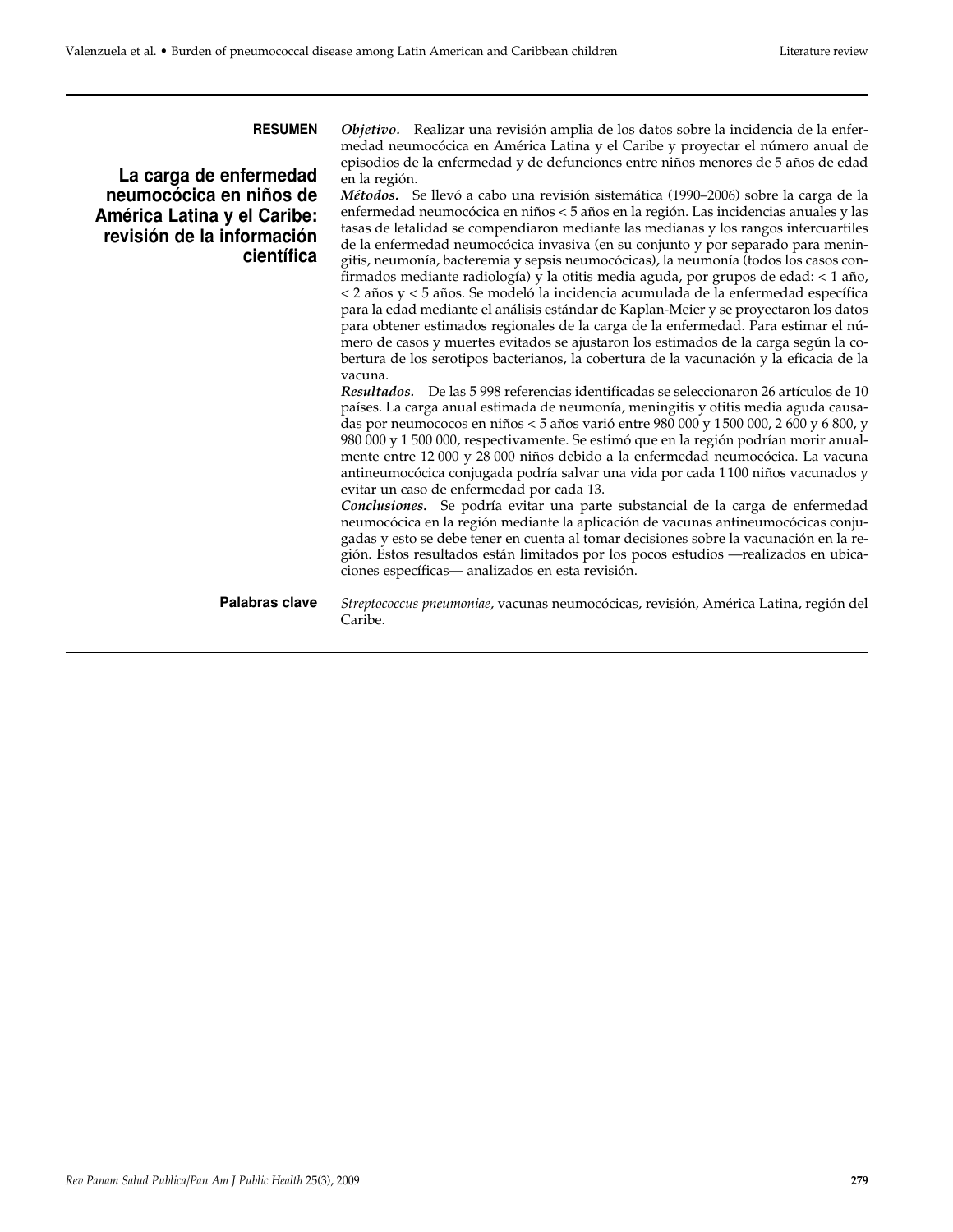## RESUMEN

### La carga de enfermedad neumocócica en niños de América Latina y el Caribe: revisión de la información científica

*Objetivo.* Realizar una revisión amplia de los datos sobre la incidencia de la enfermedad neumocócica en América Latina y el Caribe y proyectar el número anual de episodios de la enfermedad y de defunciones entre niños menores de 5 años de edad en la región.

*Métodos.* Se llevó a cabo una revisión sistemática (1990–2006) sobre la carga de la enfermedad neumocócica en niños < 5 años en la región. Las incidencias anuales y las tasas de letalidad se compendiaron mediante las medianas y los rangos intercuartiles de la enfermedad neumocócica invasiva (en su conjunto y por separado para meningitis, neumonía, bacteremia y sepsis neumocócicas), la neumonía (todos los casos confirmados mediante radiología) y la otitis media aguda, por grupos de edad: < 1 año, < 2 años y < 5 años. Se modeló la incidencia acumulada de la enfermedad específica para la edad mediante el análisis estándar de Kaplan-Meier y se proyectaron los datos para obtener estimados regionales de la carga de la enfermedad. Para estimar el número de casos y muertes evitados se ajustaron los estimados de la carga según la cobertura de los serotipos bacterianos, la cobertura de la vacunación y la eficacia de la vacuna.

*Resultados.* De las 5 998 referencias identificadas se seleccionaron 26 artículos de 10 países. La carga anual estimada de neumonía, meningitis y otitis media aguda causadas por neumococos en niños < 5 años varió entre 980 000 y 1 500 000, 2 600 y 6 800, y 980 000 y 1 500 000, respectivamente. Se estimó que en la región podrían morir anualmente entre 12 000 y 28 000 niños debido a la enfermedad neumocócica. La vacuna antineumocócica conjugada podría salvar una vida por cada 1 100 niños vacunados y evitar un caso de enfermedad por cada 13.

*Conclusiones.* Se podría evitar una parte substancial de la carga de enfermedad neumocócica en la región mediante la aplicación de vacunas antineumocócicas conjugadas y esto se debe tener en cuenta al tomar decisiones sobre la vacunación en la región. Estos resultados están limitados por los pocos estudios —realizados en ubicaciones específicas— analizados en esta revisión.

**Palabras clave** *Streptococcus pneumoniae*, vacunas neumocócicas, revisión, América Latina, región del Caribe.